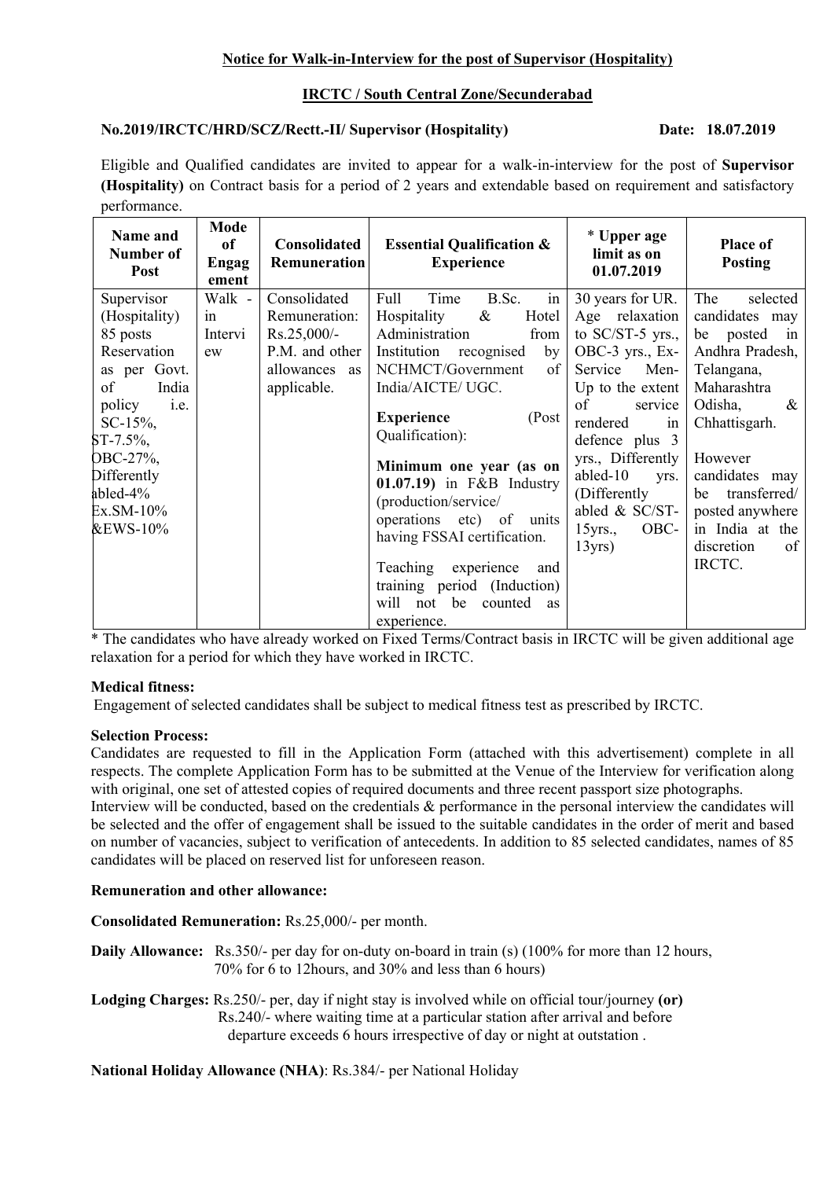**Notice for Walk-in-Interview for the post of Supervisor (Hospitality)**

**IRCTC / South Central Zone/Secunderabad**

**No.2019/IRCTC/HRD/SCZ/Rectt.-II/ Supervisor (Hospitality)** **Date: 18.07.2019**

Eligible and Qualified candidates are invited to appear for a walk-in-interview for the post of **Supervisor (Hospitality)** on Contract basis for a period of 2 years and extendable based on requirement and satisfactory performance.

| Name and Number of Post | Mode of Engagement | Consolidated Remuneration | Essential Qualification & Experience | * Upper age limit as on 01.07.2019 | Place of Posting |
|---|---|---|---|---|---|
| Supervisor (Hospitality) 85 posts Reservation as per Govt. of India policy i.e. SC-15%, ST-7.5%, OBC-27%, Differently abled-4% Ex.SM-10% &EWS-10% | Walk - in Interview | Consolidated Remuneration: Rs.25,000/- P.M. and other allowances as applicable. | Full Time B.Sc. in Hospitality & Hotel Administration from Institution recognised by NCHMCT/Government of India/AICTE/ UGC.<br><br>**Experience** (Post Qualification):<br><br>**Minimum one year (as on 01.07.19)** in F&B Industry (production/service/ operations etc) of units having FSSAI certification.<br><br>Teaching experience and training period (Induction) will not be counted as experience. | 30 years for UR. Age relaxation to SC/ST-5 yrs., OBC-3 yrs., Ex-Service Men- Up to the extent of service rendered in defence plus 3 yrs., Differently abled-10 yrs. (Differently abled & SC/ST-15yrs., OBC-13yrs) | The selected candidates may be posted in Andhra Pradesh, Telangana, Maharashtra Odisha, & Chhattisgarh.<br><br>However candidates may be transferred/ posted anywhere in India at the discretion of IRCTC. |

\* The candidates who have already worked on Fixed Terms/Contract basis in IRCTC will be given additional age relaxation for a period for which they have worked in IRCTC.

**Medical fitness:**

Engagement of selected candidates shall be subject to medical fitness test as prescribed by IRCTC.

**Selection Process:**

Candidates are requested to fill in the Application Form (attached with this advertisement) complete in all respects. The complete Application Form has to be submitted at the Venue of the Interview for verification along with original, one set of attested copies of required documents and three recent passport size photographs.

Interview will be conducted, based on the credentials & performance in the personal interview the candidates will be selected and the offer of engagement shall be issued to the suitable candidates in the order of merit and based on number of vacancies, subject to verification of antecedents. In addition to 85 selected candidates, names of 85 candidates will be placed on reserved list for unforeseen reason.

**Remuneration and other allowance:**

**Consolidated Remuneration:** Rs.25,000/- per month.

**Daily Allowance:** Rs.350/- per day for on-duty on-board in train (s) (100% for more than 12 hours, 70% for 6 to 12hours, and 30% and less than 6 hours)

**Lodging Charges:** Rs.250/- per, day if night stay is involved while on official tour/journey **(or)** Rs.240/- where waiting time at a particular station after arrival and before departure exceeds 6 hours irrespective of day or night at outstation .

**National Holiday Allowance (NHA)**: Rs.384/- per National Holiday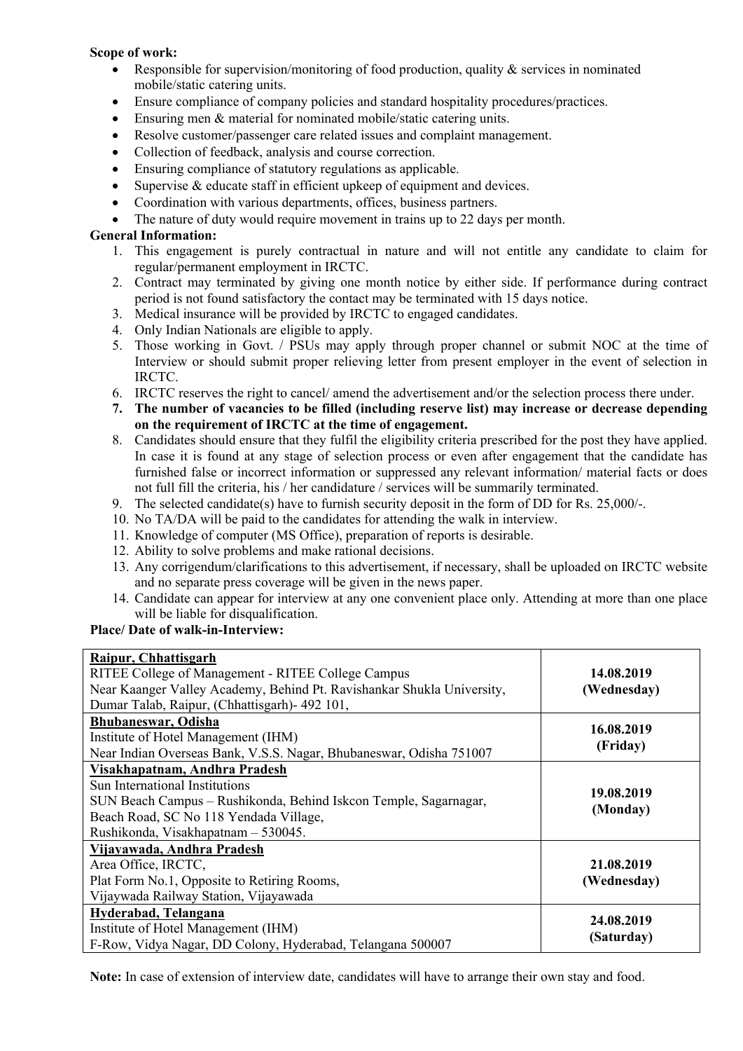**Scope of work:**

- Responsible for supervision/monitoring of food production, quality & services in nominated mobile/static catering units.
- Ensure compliance of company policies and standard hospitality procedures/practices.
- Ensuring men & material for nominated mobile/static catering units.
- Resolve customer/passenger care related issues and complaint management.
- Collection of feedback, analysis and course correction.
- Ensuring compliance of statutory regulations as applicable.
- Supervise & educate staff in efficient upkeep of equipment and devices.
- Coordination with various departments, offices, business partners.
- The nature of duty would require movement in trains up to 22 days per month.

**General Information:**

1. This engagement is purely contractual in nature and will not entitle any candidate to claim for regular/permanent employment in IRCTC.
2. Contract may terminated by giving one month notice by either side. If performance during contract period is not found satisfactory the contact may be terminated with 15 days notice.
3. Medical insurance will be provided by IRCTC to engaged candidates.
4. Only Indian Nationals are eligible to apply.
5. Those working in Govt. / PSUs may apply through proper channel or submit NOC at the time of Interview or should submit proper relieving letter from present employer in the event of selection in IRCTC.
6. IRCTC reserves the right to cancel/ amend the advertisement and/or the selection process there under.
7. **The number of vacancies to be filled (including reserve list) may increase or decrease depending on the requirement of IRCTC at the time of engagement.**
8. Candidates should ensure that they fulfil the eligibility criteria prescribed for the post they have applied. In case it is found at any stage of selection process or even after engagement that the candidate has furnished false or incorrect information or suppressed any relevant information/ material facts or does not full fill the criteria, his / her candidature / services will be summarily terminated.
9. The selected candidate(s) have to furnish security deposit in the form of DD for Rs. 25,000/-.
10. No TA/DA will be paid to the candidates for attending the walk in interview.
11. Knowledge of computer (MS Office), preparation of reports is desirable.
12. Ability to solve problems and make rational decisions.
13. Any corrigendum/clarifications to this advertisement, if necessary, shall be uploaded on IRCTC website and no separate press coverage will be given in the news paper.
14. Candidate can appear for interview at any one convenient place only. Attending at more than one place will be liable for disqualification.

**Place/ Date of walk-in-Interview:**

| Place | Date |
|---|---|
| **Raipur, Chhattisgarh**<br>RITEE College of Management - RITEE College Campus<br>Near Kaanger Valley Academy, Behind Pt. Ravishankar Shukla University, Dumar Talab, Raipur, (Chhattisgarh)- 492 101, | **14.08.2019 (Wednesday)** |
| **Bhubaneswar, Odisha**<br>Institute of Hotel Management (IHM)<br>Near Indian Overseas Bank, V.S.S. Nagar, Bhubaneswar, Odisha 751007 | **16.08.2019 (Friday)** |
| **Visakhapatnam, Andhra Pradesh**<br>Sun International Institutions<br>SUN Beach Campus – Rushikonda, Behind Iskcon Temple, Sagarnagar, Beach Road, SC No 118 Yendada Village, Rushikonda, Visakhapatnam – 530045. | **19.08.2019 (Monday)** |
| **Vijayawada, Andhra Pradesh**<br>Area Office, IRCTC,<br>Plat Form No.1, Opposite to Retiring Rooms,<br>Vijaywada Railway Station, Vijayawada | **21.08.2019 (Wednesday)** |
| **Hyderabad, Telangana**<br>Institute of Hotel Management (IHM)<br>F-Row, Vidya Nagar, DD Colony, Hyderabad, Telangana 500007 | **24.08.2019 (Saturday)** |

**Note:** In case of extension of interview date, candidates will have to arrange their own stay and food.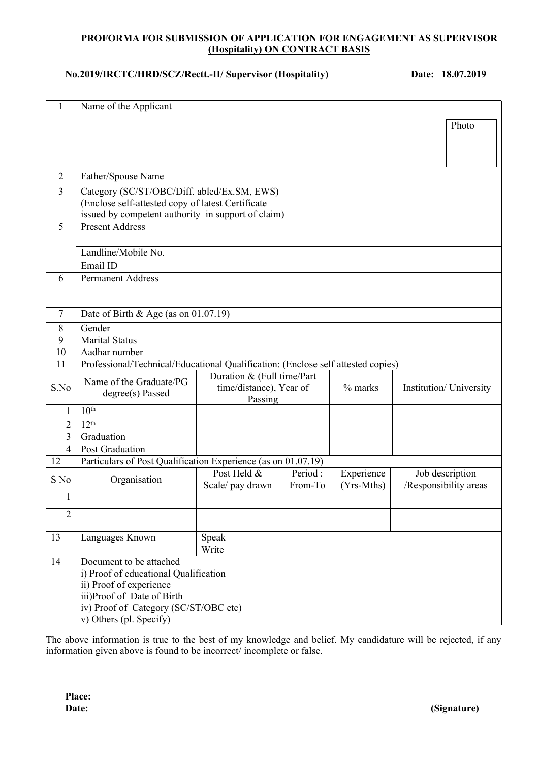**PROFORMA FOR SUBMISSION OF APPLICATION FOR ENGAGEMENT AS SUPERVISOR (Hospitality) ON CONTRACT BASIS**

**No.2019/IRCTC/HRD/SCZ/Rectt.-II/ Supervisor (Hospitality)** **Date: 18.07.2019**

| | | |
|---|---|---|
| 1 | Name of the Applicant | |
| | | Photo |
| 2 | Father/Spouse Name | |
| 3 | Category (SC/ST/OBC/Diff. abled/Ex.SM, EWS) (Enclose self-attested copy of latest Certificate issued by competent authority in support of claim) | |
| 5 | Present Address | |
| | Landline/Mobile No. | |
| | Email ID | |
| 6 | Permanent Address | |
| 7 | Date of Birth & Age (as on 01.07.19) | |
| 8 | Gender | |
| 9 | Marital Status | |
| 10 | Aadhar number | |

**11** Professional/Technical/Educational Qualification: (Enclose self attested copies)

| S.No | Name of the Graduate/PG degree(s) Passed | Duration & (Full time/Part time/distance), Year of Passing | % marks | Institution/ University |
|---|---|---|---|---|
| 1 | 10th | | | |
| 2 | 12th | | | |
| 3 | Graduation | | | |
| 4 | Post Graduation | | | |

**12** Particulars of Post Qualification Experience (as on 01.07.19)

| S No | Organisation | Post Held & Scale/ pay drawn | Period : From-To | Experience (Yrs-Mths) | Job description /Responsibility areas |
|---|---|---|---|---|---|
| 1 | | | | | |
| 2 | | | | | |

| | | | |
|---|---|---|---|
| 13 | Languages Known | Speak | |
| | | Write | |
| 14 | Document to be attached<br>i) Proof of educational Qualification<br>ii) Proof of experience<br>iii)Proof of Date of Birth<br>iv) Proof of Category (SC/ST/OBC etc)<br>v) Others (pl. Specify) | | |

The above information is true to the best of my knowledge and belief. My candidature will be rejected, if any information given above is found to be incorrect/ incomplete or false.

**Place:**

**Date:** **(Signature)**